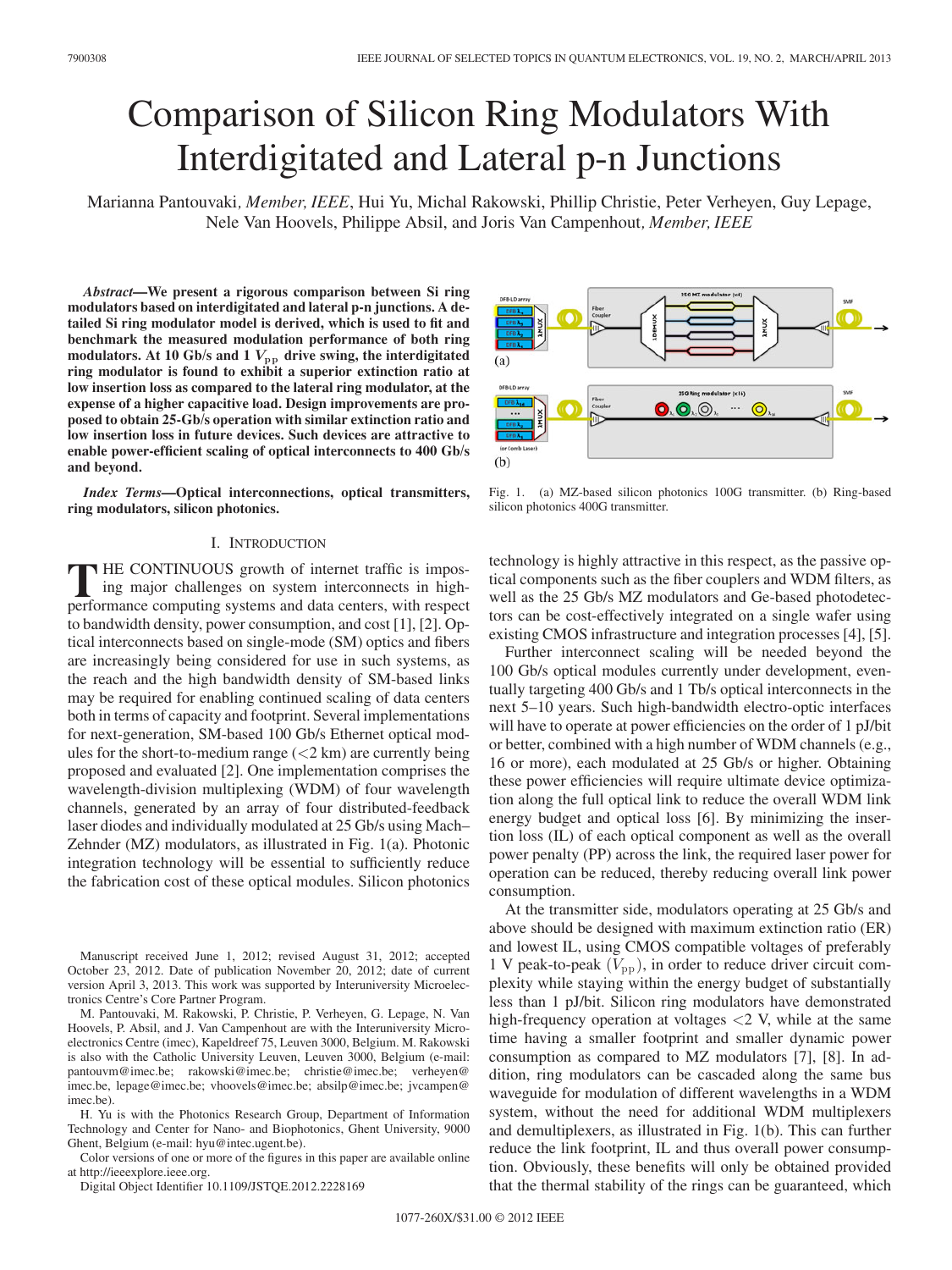# Comparison of Silicon Ring Modulators With Interdigitated and Lateral p-n Junctions

Marianna Pantouvaki, *Member, IEEE*, Hui Yu, Michal Rakowski, Phillip Christie, Peter Verheyen, Guy Lepage, Nele Van Hoovels, Philippe Absil, and Joris Van Campenhout, *Member, IEEE*

***Abstract*—We present a rigorous comparison between Si ring modulators based on interdigitated and lateral p-n junctions. A detailed Si ring modulator model is derived, which is used to fit and benchmark the measured modulation performance of both ring modulators. At 10 Gb/s and 1 $V_{pp}$ drive swing, the interdigitated ring modulator is found to exhibit a superior extinction ratio at low insertion loss as compared to the lateral ring modulator, at the expense of a higher capacitive load. Design improvements are proposed to obtain 25-Gb/s operation with similar extinction ratio and low insertion loss in future devices. Such devices are attractive to enable power-efficient scaling of optical interconnects to 400 Gb/s and beyond.**

***Index Terms*—Optical interconnections, optical transmitters, ring modulators, silicon photonics.**

Fig. 1. (a) MZ-based silicon photonics 100G transmitter. (b) Ring-based silicon photonics 400G transmitter.

## I. Introduction

The continuous growth of internet traffic is imposing major challenges on system interconnects in high-performance computing systems and data centers, with respect to bandwidth density, power consumption, and cost [1], [2]. Optical interconnects based on single-mode (SM) optics and fibers are increasingly being considered for use in such systems, as the reach and the high bandwidth density of SM-based links may be required for enabling continued scaling of data centers both in terms of capacity and footprint. Several implementations for next-generation, SM-based 100 Gb/s Ethernet optical modules for the short-to-medium range (<2 km) are currently being proposed and evaluated [2]. One implementation comprises the wavelength-division multiplexing (WDM) of four wavelength channels, generated by an array of four distributed-feedback laser diodes and individually modulated at 25 Gb/s using Mach–Zehnder (MZ) modulators, as illustrated in Fig. 1(a). Photonic integration technology will be essential to sufficiently reduce the fabrication cost of these optical modules. Silicon photonics technology is highly attractive in this respect, as the passive optical components such as the fiber couplers and WDM filters, as well as the 25 Gb/s MZ modulators and Ge-based photodetectors can be cost-effectively integrated on a single wafer using existing CMOS infrastructure and integration processes [4], [5].

Further interconnect scaling will be needed beyond the 100 Gb/s optical modules currently under development, eventually targeting 400 Gb/s and 1 Tb/s optical interconnects in the next 5–10 years. Such high-bandwidth electro-optic interfaces will have to operate at power efficiencies on the order of 1 pJ/bit or better, combined with a high number of WDM channels (e.g., 16 or more), each modulated at 25 Gb/s or higher. Obtaining these power efficiencies will require ultimate device optimization along the full optical link to reduce the overall WDM link energy budget and optical loss [6]. By minimizing the insertion loss (IL) of each optical component as well as the overall power penalty (PP) across the link, the required laser power for operation can be reduced, thereby reducing overall link power consumption.

At the transmitter side, modulators operating at 25 Gb/s and above should be designed with maximum extinction ratio (ER) and lowest IL, using CMOS compatible voltages of preferably 1 V peak-to-peak ($V_{\rm pp}$), in order to reduce driver circuit complexity while staying within the energy budget of substantially less than 1 pJ/bit. Silicon ring modulators have demonstrated high-frequency operation at voltages <2 V, while at the same time having a smaller footprint and smaller dynamic power consumption as compared to MZ modulators [7], [8]. In addition, ring modulators can be cascaded along the same bus waveguide for modulation of different wavelengths in a WDM system, without the need for additional WDM multiplexers and demultiplexers, as illustrated in Fig. 1(b). This can further reduce the link footprint, IL and thus overall power consumption. Obviously, these benefits will only be obtained provided that the thermal stability of the rings can be guaranteed, which

Manuscript received June 1, 2012; revised August 31, 2012; accepted October 23, 2012. Date of publication November 20, 2012; date of current version April 3, 2013. This work was supported by Interuniversity Microelectronics Centre's Core Partner Program.

M. Pantouvaki, M. Rakowski, P. Christie, P. Verheyen, G. Lepage, N. Van Hoovels, P. Absil, and J. Van Campenhout are with the Interuniversity Microelectronics Centre (imec), Kapeldreef 75, Leuven 3000, Belgium. M. Rakowski is also with the Catholic University Leuven, Leuven 3000, Belgium (e-mail: pantouvm@imec.be; rakowski@imec.be; christie@imec.be; verheyen@imec.be, lepage@imec.be; vhoovels@imec.be; absilp@imec.be; jvcampen@imec.be).

H. Yu is with the Photonics Research Group, Department of Information Technology and Center for Nano- and Biophotonics, Ghent University, 9000 Ghent, Belgium (e-mail: hyu@intec.ugent.be).

Color versions of one or more of the figures in this paper are available online at http://ieeexplore.ieee.org.

Digital Object Identifier 10.1109/JSTQE.2012.2228169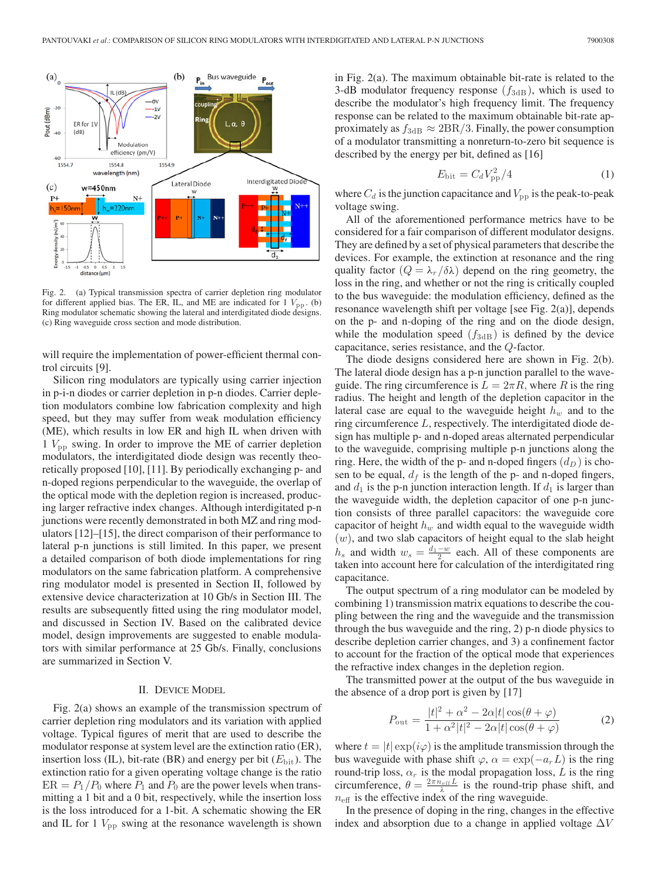Fig. 2. (a) Typical transmission spectra of carrier depletion ring modulator for different applied bias. The ER, IL, and ME are indicated for 1 $V_{\rm pp}$. (b) Ring modulator schematic showing the lateral and interdigitated diode designs. (c) Ring waveguide cross section and mode distribution.

will require the implementation of power-efficient thermal control circuits [9].

Silicon ring modulators are typically using carrier injection in p-i-n diodes or carrier depletion in p-n diodes. Carrier depletion modulators combine low fabrication complexity and high speed, but they may suffer from weak modulation efficiency (ME), which results in low ER and high IL when driven with 1 $V_{\rm pp}$ swing. In order to improve the ME of carrier depletion modulators, the interdigitated diode design was recently theoretically proposed [10], [11]. By periodically exchanging p- and n-doped regions perpendicular to the waveguide, the overlap of the optical mode with the depletion region is increased, producing larger refractive index changes. Although interdigitated p-n junctions were recently demonstrated in both MZ and ring modulators [12]–[15], the direct comparison of their performance to lateral p-n junctions is still limited. In this paper, we present a detailed comparison of both diode implementations for ring modulators on the same fabrication platform. A comprehensive ring modulator model is presented in Section II, followed by extensive device characterization at 10 Gb/s in Section III. The results are subsequently fitted using the ring modulator model, and discussed in Section IV. Based on the calibrated device model, design improvements are suggested to enable modulators with similar performance at 25 Gb/s. Finally, conclusions are summarized in Section V.

## II. Device Model

Fig. 2(a) shows an example of the transmission spectrum of carrier depletion ring modulators and its variation with applied voltage. Typical figures of merit that are used to describe the modulator response at system level are the extinction ratio (ER), insertion loss (IL), bit-rate (BR) and energy per bit ($E_{\rm bit}$). The extinction ratio for a given operating voltage change is the ratio $\mathrm{ER} = P_1/P_0$ where $P_1$ and $P_0$ are the power levels when transmitting a 1 bit and a 0 bit, respectively, while the insertion loss is the loss introduced for a 1-bit. A schematic showing the ER and IL for 1 $V_{\rm pp}$ swing at the resonance wavelength is shown in Fig. 2(a). The maximum obtainable bit-rate is related to the 3-dB modulator frequency response ($f_{\rm 3dB}$), which is used to describe the modulator's high frequency limit. The frequency response can be related to the maximum obtainable bit-rate approximately as $f_{\rm 3dB} \approx 2\mathrm{BR}/3$. Finally, the power consumption of a modulator transmitting a nonreturn-to-zero bit sequence is described by the energy per bit, defined as [16]

$$E_{\rm bit} = C_d V_{\rm pp}^2/4 \tag{1}$$

where $C_d$ is the junction capacitance and $V_{\rm pp}$ is the peak-to-peak voltage swing.

All of the aforementioned performance metrics have to be considered for a fair comparison of different modulator designs. They are defined by a set of physical parameters that describe the devices. For example, the extinction at resonance and the ring quality factor ($Q = \lambda_r/\delta\lambda$) depend on the ring geometry, the loss in the ring, and whether or not the ring is critically coupled to the bus waveguide: the modulation efficiency, defined as the resonance wavelength shift per voltage [see Fig. 2(a)], depends on the p- and n-doping of the ring and on the diode design, while the modulation speed ($f_{\rm 3dB}$) is defined by the device capacitance, series resistance, and the $Q$-factor.

The diode designs considered here are shown in Fig. 2(b). The lateral diode design has a p-n junction parallel to the waveguide. The ring circumference is $L = 2\pi R$, where $R$ is the ring radius. The height and length of the depletion capacitor in the lateral case are equal to the waveguide height $h_w$ and to the ring circumference $L$, respectively. The interdigitated diode design has multiple p- and n-doped areas alternated perpendicular to the waveguide, comprising multiple p-n junctions along the ring. Here, the width of the p- and n-doped fingers ($d_D$) is chosen to be equal, $d_f$ is the length of the p- and n-doped fingers, and $d_1$ is the p-n junction interaction length. If $d_1$ is larger than the waveguide width, the depletion capacitor of one p-n junction consists of three parallel capacitors: the waveguide core capacitor of height $h_w$ and width equal to the waveguide width ($w$), and two slab capacitors of height equal to the slab height $h_s$ and width $w_s = \frac{d_1 - w}{2}$ each. All of these components are taken into account here for calculation of the interdigitated ring capacitance.

The output spectrum of a ring modulator can be modeled by combining 1) transmission matrix equations to describe the coupling between the ring and the waveguide and the transmission through the bus waveguide and the ring, 2) p-n diode physics to describe depletion carrier changes, and 3) a confinement factor to account for the fraction of the optical mode that experiences the refractive index changes in the depletion region.

The transmitted power at the output of the bus waveguide in the absence of a drop port is given by [17]

$$P_{\rm out} = \frac{|t|^2 + \alpha^2 - 2\alpha|t|\cos(\theta+\varphi)}{1 + \alpha^2|t|^2 - 2\alpha|t|\cos(\theta+\varphi)} \tag{2}$$

where $t = |t|\exp(i\varphi)$ is the amplitude transmission through the bus waveguide with phase shift $\varphi$, $\alpha = \exp(-a_r L)$ is the ring round-trip loss, $\alpha_r$ is the modal propagation loss, $L$ is the ring circumference, $\theta = \frac{2\pi n_{\rm eff} L}{\lambda}$ is the round-trip phase shift, and $n_{\rm eff}$ is the effective index of the ring waveguide.

In the presence of doping in the ring, changes in the effective index and absorption due to a change in applied voltage $\Delta V$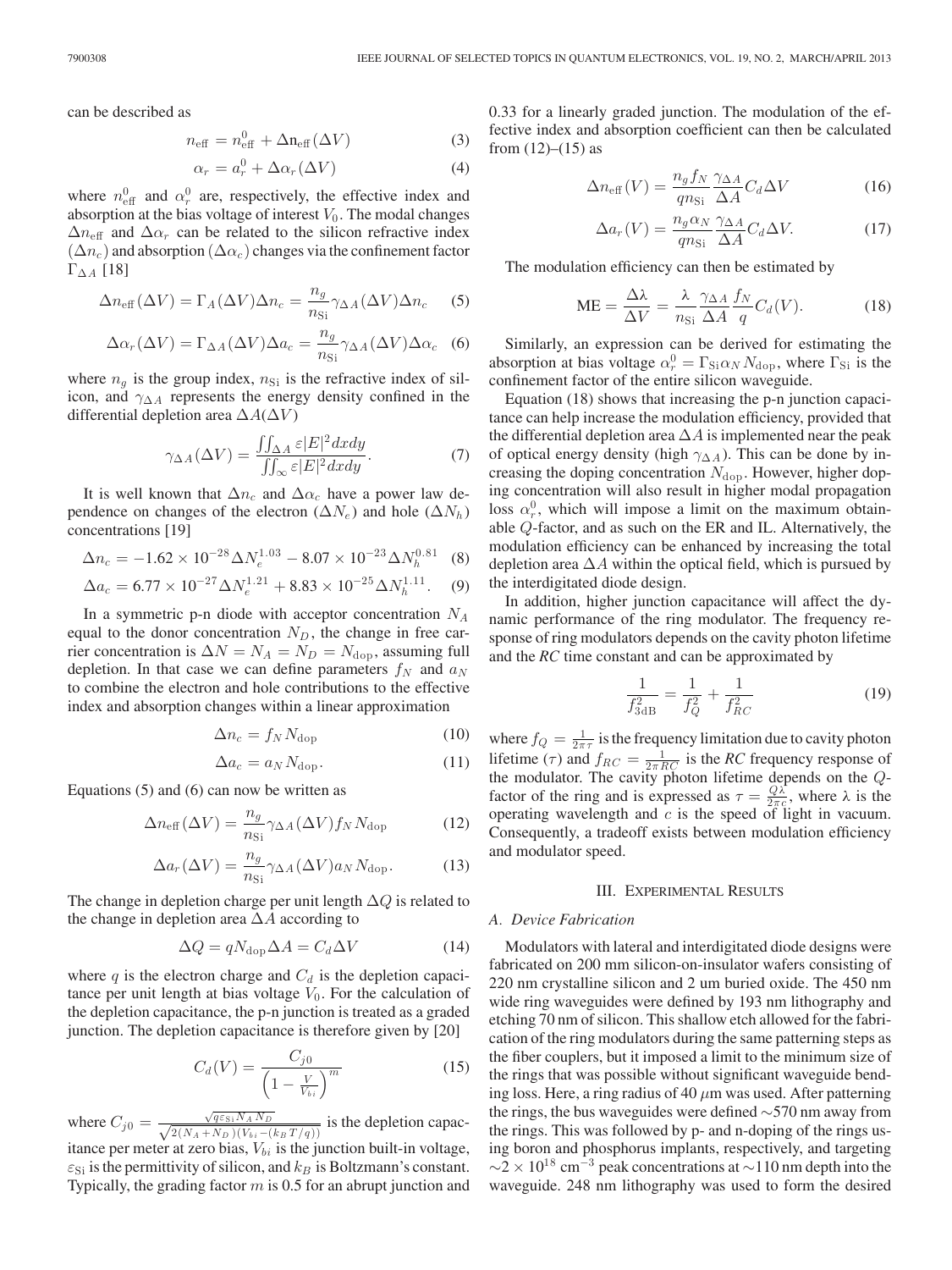can be described as

$$n_{\mathrm{eff}} = n_{\mathrm{eff}}^{0} + \Delta \mathrm{n}_{\mathrm{eff}}(\Delta V) \tag{3}$$

$$\alpha_r = a_r^0 + \Delta \alpha_r(\Delta V) \tag{4}$$

where $n_{\mathrm{eff}}^0$ and $\alpha_r^0$ are, respectively, the effective index and absorption at the bias voltage of interest $V_0$. The modal changes $\Delta n_{\mathrm{eff}}$ and $\Delta \alpha_r$ can be related to the silicon refractive index ($\Delta n_c$) and absorption ($\Delta \alpha_c$) changes via the confinement factor $\Gamma_{\Delta A}$ [18]

$$\Delta n_{\mathrm{eff}}(\Delta V) = \Gamma_A(\Delta V)\Delta n_c = \frac{n_g}{n_{\mathrm{Si}}}\gamma_{\Delta A}(\Delta V)\Delta n_c \tag{5}$$

$$\Delta \alpha_r(\Delta V) = \Gamma_{\Delta A}(\Delta V)\Delta a_c = \frac{n_g}{n_{\mathrm{Si}}}\gamma_{\Delta A}(\Delta V)\Delta \alpha_c \tag{6}$$

where $n_g$ is the group index, $n_{\mathrm{Si}}$ is the refractive index of silicon, and $\gamma_{\Delta A}$ represents the energy density confined in the differential depletion area $\Delta A(\Delta V)$

$$\gamma_{\Delta A}(\Delta V) = \frac{\iint_{\Delta A} \varepsilon |E|^2 dx dy}{\iint_{\infty} \varepsilon |E|^2 dx dy}. \tag{7}$$

It is well known that $\Delta n_c$ and $\Delta \alpha_c$ have a power law dependence on changes of the electron ($\Delta N_e$) and hole ($\Delta N_h$) concentrations [19]

$$\Delta n_c = -1.62 \times 10^{-28} \Delta N_e^{1.03} - 8.07 \times 10^{-23} \Delta N_h^{0.81} \tag{8}$$

$$\Delta a_c = 6.77 \times 10^{-27} \Delta N_e^{1.21} + 8.83 \times 10^{-25} \Delta N_h^{1.11}. \tag{9}$$

In a symmetric p-n diode with acceptor concentration $N_A$ equal to the donor concentration $N_D$, the change in free carrier concentration is $\Delta N = N_A = N_D = N_{\mathrm{dop}}$, assuming full depletion. In that case we can define parameters $f_N$ and $a_N$ to combine the electron and hole contributions to the effective index and absorption changes within a linear approximation

$$\Delta n_c = f_N N_{\mathrm{dop}} \tag{10}$$

$$\Delta a_c = a_N N_{\mathrm{dop}}. \tag{11}$$

Equations (5) and (6) can now be written as

$$\Delta n_{\mathrm{eff}}(\Delta V) = \frac{n_g}{n_{\mathrm{Si}}}\gamma_{\Delta A}(\Delta V) f_N N_{\mathrm{dop}} \tag{12}$$

$$\Delta a_r(\Delta V) = \frac{n_g}{n_{\mathrm{Si}}}\gamma_{\Delta A}(\Delta V) a_N N_{\mathrm{dop}}. \tag{13}$$

The change in depletion charge per unit length $\Delta Q$ is related to the change in depletion area $\Delta A$ according to

$$\Delta Q = q N_{\mathrm{dop}} \Delta A = C_d \Delta V \tag{14}$$

where $q$ is the electron charge and $C_d$ is the depletion capacitance per unit length at bias voltage $V_0$. For the calculation of the depletion capacitance, the p-n junction is treated as a graded junction. The depletion capacitance is therefore given by [20]

$$C_d(V) = \frac{C_{j0}}{\left(1 - \frac{V}{V_{bi}}\right)^m} \tag{15}$$

where $C_{j0} = \frac{\sqrt{q\varepsilon_{\mathrm{Si}} N_A N_D}}{\sqrt{2(N_A + N_D)(V_{bi} - (k_B T/q))}}$ is the depletion capacitance per meter at zero bias, $V_{bi}$ is the junction built-in voltage, $\varepsilon_{\mathrm{Si}}$ is the permittivity of silicon, and $k_B$ is Boltzmann's constant. Typically, the grading factor $m$ is 0.5 for an abrupt junction and 0.33 for a linearly graded junction. The modulation of the effective index and absorption coefficient can then be calculated from (12)–(15) as

$$\Delta n_{\mathrm{eff}}(V) = \frac{n_g f_N}{q n_{\mathrm{Si}}} \frac{\gamma_{\Delta A}}{\Delta A} C_d \Delta V \tag{16}$$

$$\Delta a_r(V) = \frac{n_g \alpha_N}{q n_{\mathrm{Si}}} \frac{\gamma_{\Delta A}}{\Delta A} C_d \Delta V. \tag{17}$$

The modulation efficiency can then be estimated by

$$\mathrm{ME} = \frac{\Delta \lambda}{\Delta V} = \frac{\lambda}{n_{\mathrm{Si}}} \frac{\gamma_{\Delta A}}{\Delta A} \frac{f_N}{q} C_d(V). \tag{18}$$

Similarly, an expression can be derived for estimating the absorption at bias voltage $\alpha_r^0 = \Gamma_{\mathrm{Si}} \alpha_N N_{\mathrm{dop}}$, where $\Gamma_{\mathrm{Si}}$ is the confinement factor of the entire silicon waveguide.

Equation (18) shows that increasing the p-n junction capacitance can help increase the modulation efficiency, provided that the differential depletion area $\Delta A$ is implemented near the peak of optical energy density (high $\gamma_{\Delta A}$). This can be done by increasing the doping concentration $N_{\mathrm{dop}}$. However, higher doping concentration will also result in higher modal propagation loss $\alpha_r^0$, which will impose a limit on the maximum obtainable $Q$-factor, and as such on the ER and IL. Alternatively, the modulation efficiency can be enhanced by increasing the total depletion area $\Delta A$ within the optical field, which is pursued by the interdigitated diode design.

In addition, higher junction capacitance will affect the dynamic performance of the ring modulator. The frequency response of ring modulators depends on the cavity photon lifetime and the *RC* time constant and can be approximated by

$$\frac{1}{f_{3\mathrm{dB}}^2} = \frac{1}{f_Q^2} + \frac{1}{f_{RC}^2} \tag{19}$$

where $f_Q = \frac{1}{2\pi\tau}$ is the frequency limitation due to cavity photon lifetime ($\tau$) and $f_{RC} = \frac{1}{2\pi RC}$ is the *RC* frequency response of the modulator. The cavity photon lifetime depends on the $Q$-factor of the ring and is expressed as $\tau = \frac{Q\lambda}{2\pi c}$, where $\lambda$ is the operating wavelength and $c$ is the speed of light in vacuum. Consequently, a tradeoff exists between modulation efficiency and modulator speed.

## III. Experimental Results

### A. Device Fabrication

Modulators with lateral and interdigitated diode designs were fabricated on 200 mm silicon-on-insulator wafers consisting of 220 nm crystalline silicon and 2 um buried oxide. The 450 nm wide ring waveguides were defined by 193 nm lithography and etching 70 nm of silicon. This shallow etch allowed for the fabrication of the ring modulators during the same patterning steps as the fiber couplers, but it imposed a limit to the minimum size of the rings that was possible without significant waveguide bending loss. Here, a ring radius of 40 $\mu$m was used. After patterning the rings, the bus waveguides were defined ~570 nm away from the rings. This was followed by p- and n-doping of the rings using boron and phosphorus implants, respectively, and targeting ~$2 \times 10^{18}$ cm$^{-3}$ peak concentrations at ~110 nm depth into the waveguide. 248 nm lithography was used to form the desired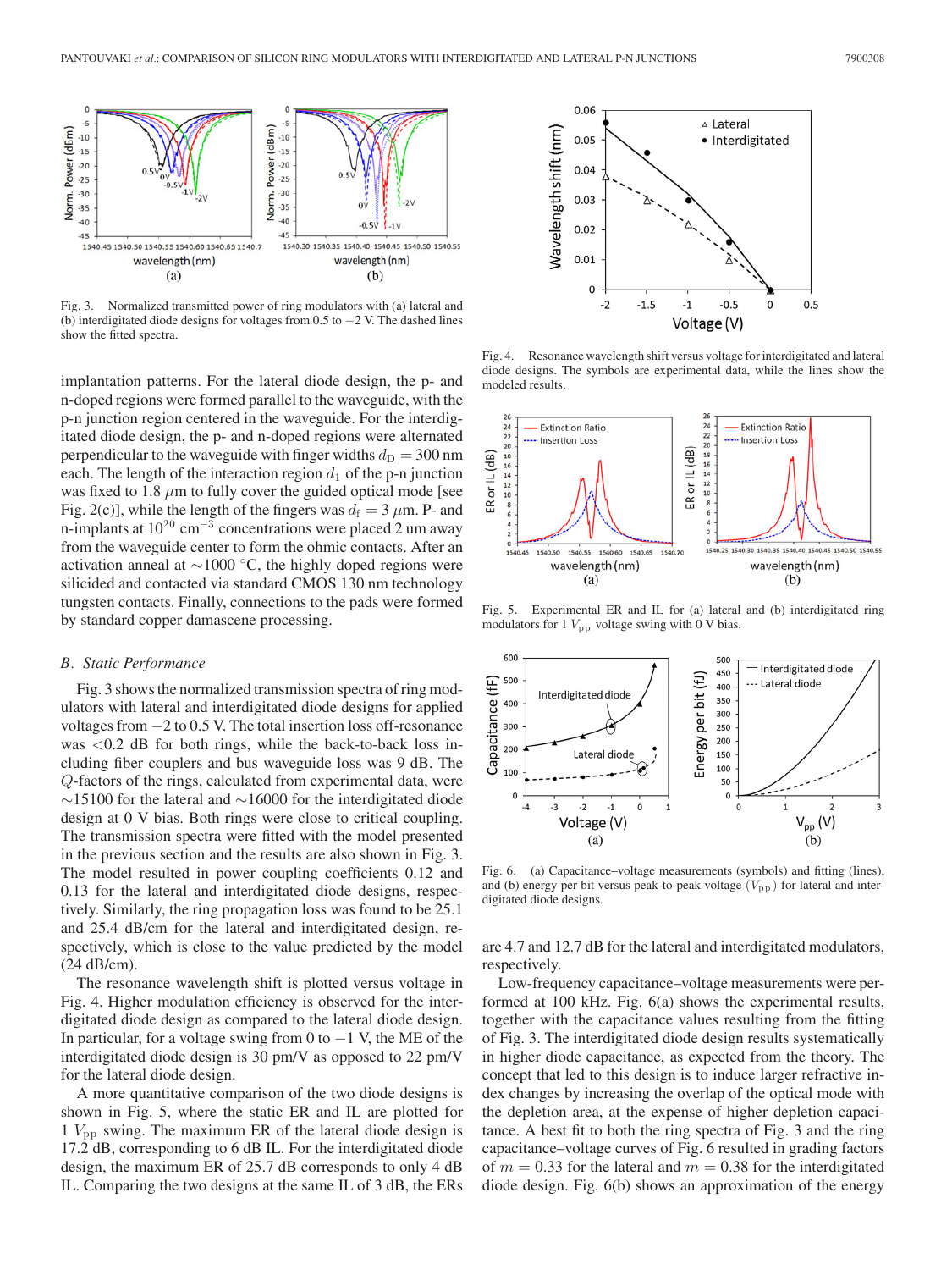Fig. 3. Normalized transmitted power of ring modulators with (a) lateral and (b) interdigitated diode designs for voltages from 0.5 to −2 V. The dashed lines show the fitted spectra.

implantation patterns. For the lateral diode design, the p- and n-doped regions were formed parallel to the waveguide, with the p-n junction region centered in the waveguide. For the interdigitated diode design, the p- and n-doped regions were alternated perpendicular to the waveguide with finger widths $d_\mathrm{D} = 300$ nm each. The length of the interaction region $d_1$ of the p-n junction was fixed to 1.8 $\mu$m to fully cover the guided optical mode [see Fig. 2(c)], while the length of the fingers was $d_\mathrm{f} = 3$ $\mu$m. P- and n-implants at $10^{20}$ cm$^{-3}$ concentrations were placed 2 um away from the waveguide center to form the ohmic contacts. After an activation anneal at ∼1000 °C, the highly doped regions were silicided and contacted via standard CMOS 130 nm technology tungsten contacts. Finally, connections to the pads were formed by standard copper damascene processing.

### B. Static Performance

Fig. 3 shows the normalized transmission spectra of ring modulators with lateral and interdigitated diode designs for applied voltages from −2 to 0.5 V. The total insertion loss off-resonance was <0.2 dB for both rings, while the back-to-back loss including fiber couplers and bus waveguide loss was 9 dB. The $Q$-factors of the rings, calculated from experimental data, were ∼15100 for the lateral and ∼16000 for the interdigitated diode design at 0 V bias. Both rings were close to critical coupling. The transmission spectra were fitted with the model presented in the previous section and the results are also shown in Fig. 3. The model resulted in power coupling coefficients 0.12 and 0.13 for the lateral and interdigitated diode designs, respectively. Similarly, the ring propagation loss was found to be 25.1 and 25.4 dB/cm for the lateral and interdigitated design, respectively, which is close to the value predicted by the model (24 dB/cm).

The resonance wavelength shift is plotted versus voltage in Fig. 4. Higher modulation efficiency is observed for the interdigitated diode design as compared to the lateral diode design. In particular, for a voltage swing from 0 to −1 V, the ME of the interdigitated diode design is 30 pm/V as opposed to 22 pm/V for the lateral diode design.

A more quantitative comparison of the two diode designs is shown in Fig. 5, where the static ER and IL are plotted for 1 $V_\mathrm{pp}$ swing. The maximum ER of the lateral diode design is 17.2 dB, corresponding to 6 dB IL. For the interdigitated diode design, the maximum ER of 25.7 dB corresponds to only 4 dB IL. Comparing the two designs at the same IL of 3 dB, the ERs

Fig. 4. Resonance wavelength shift versus voltage for interdigitated and lateral diode designs. The symbols are experimental data, while the lines show the modeled results.

Fig. 5. Experimental ER and IL for (a) lateral and (b) interdigitated ring modulators for 1 $V_\mathrm{pp}$ voltage swing with 0 V bias.

Fig. 6. (a) Capacitance–voltage measurements (symbols) and fitting (lines), and (b) energy per bit versus peak-to-peak voltage ($V_\mathrm{pp}$) for lateral and interdigitated diode designs.

are 4.7 and 12.7 dB for the lateral and interdigitated modulators, respectively.

Low-frequency capacitance–voltage measurements were performed at 100 kHz. Fig. 6(a) shows the experimental results, together with the capacitance values resulting from the fitting of Fig. 3. The interdigitated diode design results systematically in higher diode capacitance, as expected from the theory. The concept that led to this design is to induce larger refractive index changes by increasing the overlap of the optical mode with the depletion area, at the expense of higher depletion capacitance. A best fit to both the ring spectra of Fig. 3 and the ring capacitance–voltage curves of Fig. 6 resulted in grading factors of $m = 0.33$ for the lateral and $m = 0.38$ for the interdigitated diode design. Fig. 6(b) shows an approximation of the energy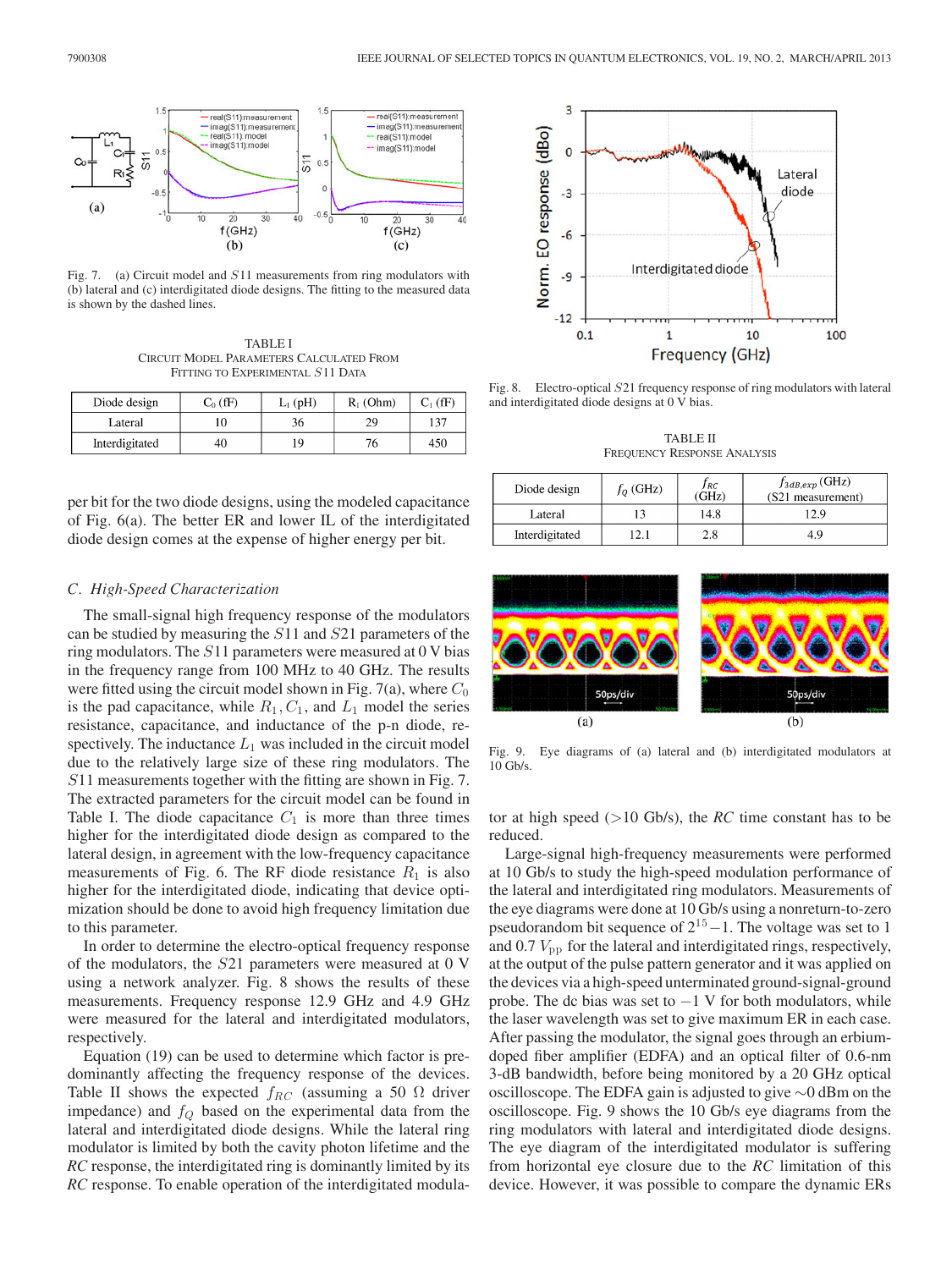Fig. 7. (a) Circuit model and $S11$ measurements from ring modulators with (b) lateral and (c) interdigitated diode designs. The fitting to the measured data is shown by the dashed lines.

TABLE I
CIRCUIT MODEL PARAMETERS CALCULATED FROM FITTING TO EXPERIMENTAL $S11$ DATA

| Diode design | $C_0$ (fF) | $L_1$ (pH) | $R_1$ (Ohm) | $C_1$ (fF) |
|---|---|---|---|---|
| Lateral | 10 | 36 | 29 | 137 |
| Interdigitated | 40 | 19 | 76 | 450 |

per bit for the two diode designs, using the modeled capacitance of Fig. 6(a). The better ER and lower IL of the interdigitated diode design comes at the expense of higher energy per bit.

### C. High-Speed Characterization

The small-signal high frequency response of the modulators can be studied by measuring the $S11$ and $S21$ parameters of the ring modulators. The $S11$ parameters were measured at 0 V bias in the frequency range from 100 MHz to 40 GHz. The results were fitted using the circuit model shown in Fig. 7(a), where $C_0$ is the pad capacitance, while $R_1, C_1$, and $L_1$ model the series resistance, capacitance, and inductance of the p-n diode, respectively. The inductance $L_1$ was included in the circuit model due to the relatively large size of these ring modulators. The $S11$ measurements together with the fitting are shown in Fig. 7. The extracted parameters for the circuit model can be found in Table I. The diode capacitance $C_1$ is more than three times higher for the interdigitated diode design as compared to the lateral design, in agreement with the low-frequency capacitance measurements of Fig. 6. The RF diode resistance $R_1$ is also higher for the interdigitated diode, indicating that device optimization should be done to avoid high frequency limitation due to this parameter.

In order to determine the electro-optical frequency response of the modulators, the $S21$ parameters were measured at 0 V using a network analyzer. Fig. 8 shows the results of these measurements. Frequency response 12.9 GHz and 4.9 GHz were measured for the lateral and interdigitated modulators, respectively.

Equation (19) can be used to determine which factor is predominantly affecting the frequency response of the devices. Table II shows the expected $f_{RC}$ (assuming a 50 Ω driver impedance) and $f_Q$ based on the experimental data from the lateral and interdigitated diode designs. While the lateral ring modulator is limited by both the cavity photon lifetime and the *RC* response, the interdigitated ring is dominantly limited by its *RC* response. To enable operation of the interdigitated modulator at high speed (>10 Gb/s), the *RC* time constant has to be reduced.

Fig. 8. Electro-optical $S21$ frequency response of ring modulators with lateral and interdigitated diode designs at 0 V bias.

TABLE II
FREQUENCY RESPONSE ANALYSIS

| Diode design | $f_Q$ (GHz) | $f_{RC}$ (GHz) | $f_{3dB,exp}$ (GHz) ($S21$ measurement) |
|---|---|---|---|
| Lateral | 13 | 14.8 | 12.9 |
| Interdigitated | 12.1 | 2.8 | 4.9 |

Fig. 9. Eye diagrams of (a) lateral and (b) interdigitated modulators at 10 Gb/s.

Large-signal high-frequency measurements were performed at 10 Gb/s to study the high-speed modulation performance of the lateral and interdigitated ring modulators. Measurements of the eye diagrams were done at 10 Gb/s using a nonreturn-to-zero pseudorandom bit sequence of $2^{15}-1$. The voltage was set to 1 and 0.7 $V_{\mathrm{pp}}$ for the lateral and interdigitated rings, respectively, at the output of the pulse pattern generator and it was applied on the devices via a high-speed unterminated ground-signal-ground probe. The dc bias was set to $-1$ V for both modulators, while the laser wavelength was set to give maximum ER in each case. After passing the modulator, the signal goes through an erbium-doped fiber amplifier (EDFA) and an optical filter of 0.6-nm 3-dB bandwidth, before being monitored by a 20 GHz optical oscilloscope. The EDFA gain is adjusted to give ∼0 dBm on the oscilloscope. Fig. 9 shows the 10 Gb/s eye diagrams from the ring modulators with lateral and interdigitated diode designs. The eye diagram of the interdigitated modulator is suffering from horizontal eye closure due to the *RC* limitation of this device. However, it was possible to compare the dynamic ERs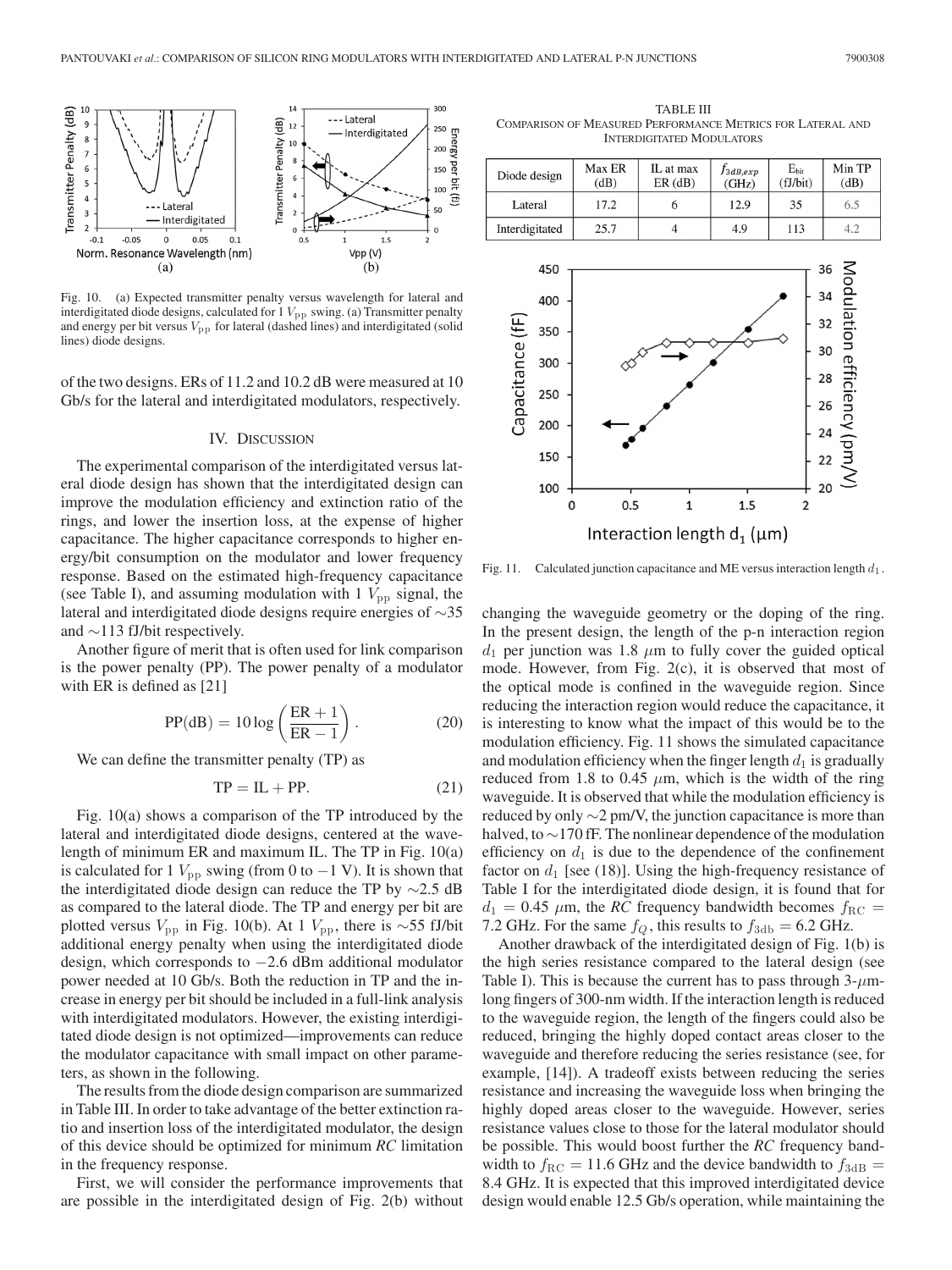Fig. 10. (a) Expected transmitter penalty versus wavelength for lateral and interdigitated diode designs, calculated for 1 $V_{\rm pp}$ swing. (a) Transmitter penalty and energy per bit versus $V_{\rm pp}$ for lateral (dashed lines) and interdigitated (solid lines) diode designs.

of the two designs. ERs of 11.2 and 10.2 dB were measured at 10 Gb/s for the lateral and interdigitated modulators, respectively.

## IV. Discussion

The experimental comparison of the interdigitated versus lateral diode design has shown that the interdigitated design can improve the modulation efficiency and extinction ratio of the rings, and lower the insertion loss, at the expense of higher capacitance. The higher capacitance corresponds to higher energy/bit consumption on the modulator and lower frequency response. Based on the estimated high-frequency capacitance (see Table I), and assuming modulation with 1 $V_{\rm pp}$ signal, the lateral and interdigitated diode designs require energies of ~35 and ~113 fJ/bit respectively.

Another figure of merit that is often used for link comparison is the power penalty (PP). The power penalty of a modulator with ER is defined as [21]

$$\mathrm{PP(dB)} = 10\log\left(\frac{\mathrm{ER}+1}{\mathrm{ER}-1}\right). \tag{20}$$

We can define the transmitter penalty (TP) as

$$\mathrm{TP} = \mathrm{IL} + \mathrm{PP}. \tag{21}$$

Fig. 10(a) shows a comparison of the TP introduced by the lateral and interdigitated diode designs, centered at the wavelength of minimum ER and maximum IL. The TP in Fig. 10(a) is calculated for 1 $V_{\rm pp}$ swing (from 0 to −1 V). It is shown that the interdigitated diode design can reduce the TP by ~2.5 dB as compared to the lateral diode. The TP and energy per bit are plotted versus $V_{\rm pp}$ in Fig. 10(b). At 1 $V_{\rm pp}$, there is ~55 fJ/bit additional energy penalty when using the interdigitated diode design, which corresponds to −2.6 dBm additional modulator power needed at 10 Gb/s. Both the reduction in TP and the increase in energy per bit should be included in a full-link analysis with interdigitated modulators. However, the existing interdigitated diode design is not optimized—improvements can reduce the modulator capacitance with small impact on other parameters, as shown in the following.

The results from the diode design comparison are summarized in Table III. In order to take advantage of the better extinction ratio and insertion loss of the interdigitated modulator, the design of this device should be optimized for minimum *RC* limitation in the frequency response.

First, we will consider the performance improvements that are possible in the interdigitated design of Fig. 2(b) without changing the waveguide geometry or the doping of the ring. In the present design, the length of the p-n interaction region $d_1$ per junction was 1.8 $\mu$m to fully cover the guided optical mode. However, from Fig. 2(c), it is observed that most of the optical mode is confined in the waveguide region. Since reducing the interaction region would reduce the capacitance, it is interesting to know what the impact of this would be to the modulation efficiency. Fig. 11 shows the simulated capacitance and modulation efficiency when the finger length $d_1$ is gradually reduced from 1.8 to 0.45 $\mu$m, which is the width of the ring waveguide. It is observed that while the modulation efficiency is reduced by only ~2 pm/V, the junction capacitance is more than halved, to ~170 fF. The nonlinear dependence of the modulation efficiency on $d_1$ is due to the dependence of the confinement factor on $d_1$ [see (18)]. Using the high-frequency resistance of Table I for the interdigitated diode design, it is found that for $d_1 = 0.45$ $\mu$m, the *RC* frequency bandwidth becomes $f_{\rm RC} =$ 7.2 GHz. For the same $f_Q$, this results to $f_{\rm 3db} = 6.2$ GHz.

Another drawback of the interdigitated design of Fig. 1(b) is the high series resistance compared to the lateral design (see Table I). This is because the current has to pass through 3-$\mu$m-long fingers of 300-nm width. If the interaction length is reduced to the waveguide region, the length of the fingers could also be reduced, bringing the highly doped contact areas closer to the waveguide and therefore reducing the series resistance (see, for example, [14]). A tradeoff exists between reducing the series resistance and increasing the waveguide loss when bringing the highly doped areas closer to the waveguide. However, series resistance values close to those for the lateral modulator should be possible. This would boost further the *RC* frequency bandwidth to $f_{\rm RC} = 11.6$ GHz and the device bandwidth to $f_{\rm 3dB} =$ 8.4 GHz. It is expected that this improved interdigitated device design would enable 12.5 Gb/s operation, while maintaining the

TABLE III
Comparison of Measured Performance Metrics for Lateral and Interdigitated Modulators

| Diode design | Max ER (dB) | IL at max ER (dB) | $f_{3dB,exp}$ (GHz) | $E_{\rm bit}$ (fJ/bit) | Min TP (dB) |
|---|---|---|---|---|---|
| Lateral | 17.2 | 6 | 12.9 | 35 | 6.5 |
| Interdigitated | 25.7 | 4 | 4.9 | 113 | 4.2 |

Fig. 11. Calculated junction capacitance and ME versus interaction length $d_1$.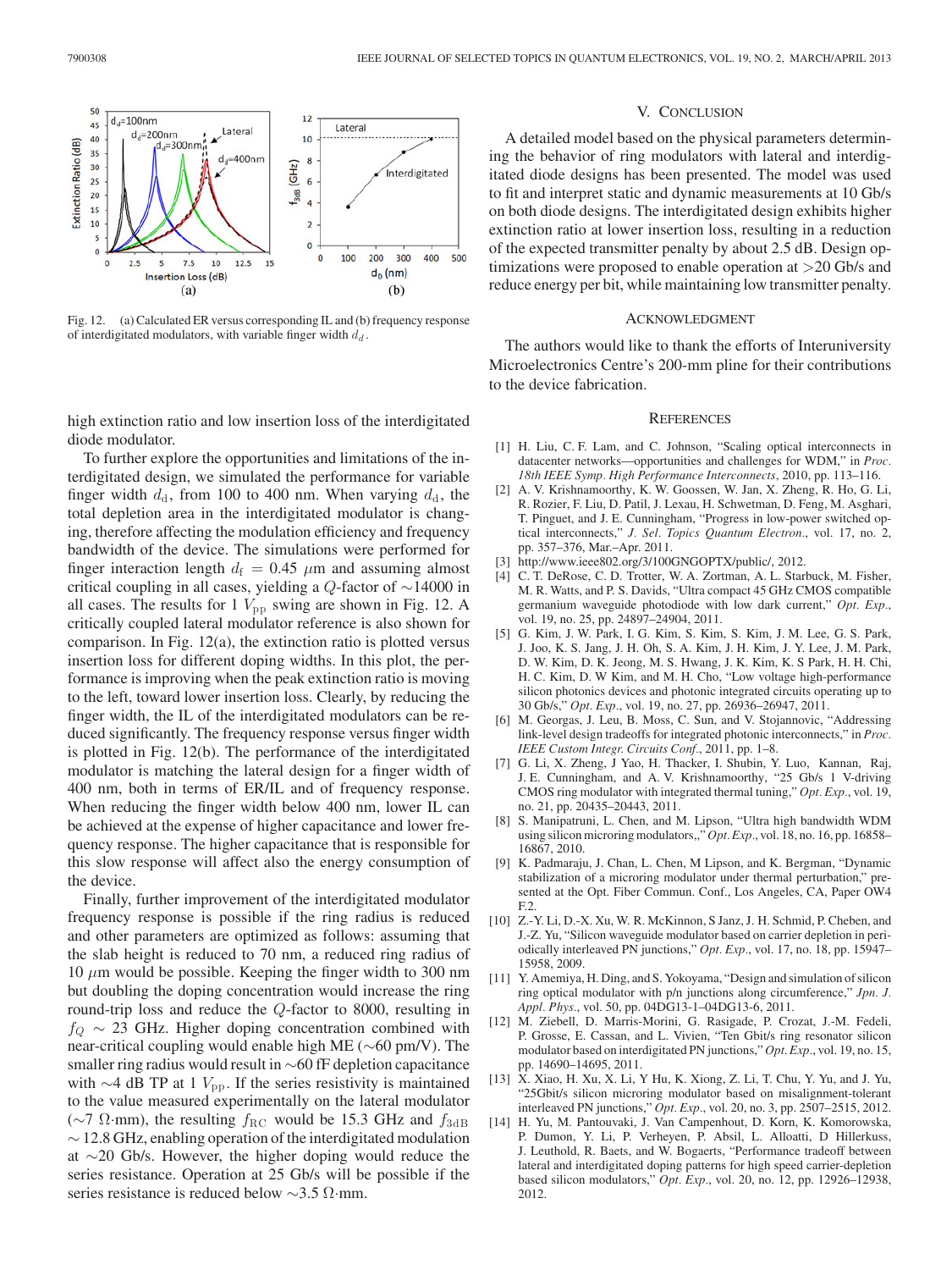Fig. 12. (a) Calculated ER versus corresponding IL and (b) frequency response of interdigitated modulators, with variable finger width $d_d$.

high extinction ratio and low insertion loss of the interdigitated diode modulator.

To further explore the opportunities and limitations of the interdigitated design, we simulated the performance for variable finger width $d_\mathrm{d}$, from 100 to 400 nm. When varying $d_\mathrm{d}$, the total depletion area in the interdigitated modulator is changing, therefore affecting the modulation efficiency and frequency bandwidth of the device. The simulations were performed for finger interaction length $d_\mathrm{f} = 0.45$ $\mu$m and assuming almost critical coupling in all cases, yielding a $Q$-factor of ~14000 in all cases. The results for 1 $V_\mathrm{pp}$ swing are shown in Fig. 12. A critically coupled lateral modulator reference is also shown for comparison. In Fig. 12(a), the extinction ratio is plotted versus insertion loss for different doping widths. In this plot, the performance is improving when the peak extinction ratio is moving to the left, toward lower insertion loss. Clearly, by reducing the finger width, the IL of the interdigitated modulators can be reduced significantly. The frequency response versus finger width is plotted in Fig. 12(b). The performance of the interdigitated modulator is matching the lateral design for a finger width of 400 nm, both in terms of ER/IL and of frequency response. When reducing the finger width below 400 nm, lower IL can be achieved at the expense of higher capacitance and lower frequency response. The higher capacitance that is responsible for this slow response will affect also the energy consumption of the device.

Finally, further improvement of the interdigitated modulator frequency response is possible if the ring radius is reduced and other parameters are optimized as follows: assuming that the slab height is reduced to 70 nm, a reduced ring radius of 10 $\mu$m would be possible. Keeping the finger width to 300 nm but doubling the doping concentration would increase the ring round-trip loss and reduce the $Q$-factor to 8000, resulting in $f_Q \sim 23$ GHz. Higher doping concentration combined with near-critical coupling would enable high ME (~60 pm/V). The smaller ring radius would result in ~60 fF depletion capacitance with ~4 dB TP at 1 $V_\mathrm{pp}$. If the series resistivity is maintained to the value measured experimentally on the lateral modulator (~7 Ω·mm), the resulting $f_\mathrm{RC}$ would be 15.3 GHz and $f_\mathrm{3dB}$ ~ 12.8 GHz, enabling operation of the interdigitated modulation at ~20 Gb/s. However, the higher doping would reduce the series resistance. Operation at 25 Gb/s will be possible if the series resistance is reduced below ~3.5 Ω·mm.

## V. Conclusion

A detailed model based on the physical parameters determining the behavior of ring modulators with lateral and interdigitated diode designs has been presented. The model was used to fit and interpret static and dynamic measurements at 10 Gb/s on both diode designs. The interdigitated design exhibits higher extinction ratio at lower insertion loss, resulting in a reduction of the expected transmitter penalty by about 2.5 dB. Design optimizations were proposed to enable operation at >20 Gb/s and reduce energy per bit, while maintaining low transmitter penalty.

## Acknowledgment

The authors would like to thank the efforts of Interuniversity Microelectronics Centre's 200-mm pline for their contributions to the device fabrication.

## References

[1] H. Liu, C. F. Lam, and C. Johnson, "Scaling optical interconnects in datacenter networks—opportunities and challenges for WDM," in *Proc. 18th IEEE Symp. High Performance Interconnects*, 2010, pp. 113–116.

[2] A. V. Krishnamoorthy, K. W. Goossen, W. Jan, X. Zheng, R. Ho, G. Li, R. Rozier, F. Liu, D. Patil, J. Lexau, H. Schwetman, D. Feng, M. Asghari, T. Pinguet, and J. E. Cunningham, "Progress in low-power switched optical interconnects," *J. Sel. Topics Quantum Electron.*, vol. 17, no. 2, pp. 357–376, Mar.–Apr. 2011.

[3] http://www.ieee802.org/3/100GNGOPTX/public/, 2012.

[4] C. T. DeRose, C. D. Trotter, W. A. Zortman, A. L. Starbuck, M. Fisher, M. R. Watts, and P. S. Davids, "Ultra compact 45 GHz CMOS compatible germanium waveguide photodiode with low dark current," *Opt. Exp.*, vol. 19, no. 25, pp. 24897–24904, 2011.

[5] G. Kim, J. W. Park, I. G. Kim, S. Kim, S. Kim, J. M. Lee, G. S. Park, J. Joo, K. S. Jang, J. H. Oh, S. A. Kim, J. H. Kim, J. Y. Lee, J. M. Park, D. W. Kim, D. K. Jeong, M. S. Hwang, J. K. Kim, K. S Park, H. H. Chi, H. C. Kim, D. W Kim, and M. H. Cho, "Low voltage high-performance silicon photonics devices and photonic integrated circuits operating up to 30 Gb/s," *Opt. Exp.*, vol. 19, no. 27, pp. 26936–26947, 2011.

[6] M. Georgas, J. Leu, B. Moss, C. Sun, and V. Stojanovic, "Addressing link-level design tradeoffs for integrated photonic interconnects," in *Proc. IEEE Custom Integr. Circuits Conf.*, 2011, pp. 1–8.

[7] G. Li, X. Zheng, J Yao, H. Thacker, I. Shubin, Y. Luo, Kannan, Raj, J. E. Cunningham, and A. V. Krishnamoorthy, "25 Gb/s 1 V-driving CMOS ring modulator with integrated thermal tuning," *Opt. Exp.*, vol. 19, no. 21, pp. 20435–20443, 2011.

[8] S. Manipatruni, L. Chen, and M. Lipson, "Ultra high bandwidth WDM using silicon microring modulators,," *Opt. Exp.*, vol. 18, no. 16, pp. 16858–16867, 2010.

[9] K. Padmaraju, J. Chan, L. Chen, M Lipson, and K. Bergman, "Dynamic stabilization of a microring modulator under thermal perturbation," presented at the Opt. Fiber Commun. Conf., Los Angeles, CA, Paper OW4 F.2.

[10] Z.-Y. Li, D.-X. Xu, W. R. McKinnon, S Janz, J. H. Schmid, P. Cheben, and J.-Z. Yu, "Silicon waveguide modulator based on carrier depletion in periodically interleaved PN junctions," *Opt. Exp.*, vol. 17, no. 18, pp. 15947–15958, 2009.

[11] Y. Amemiya, H. Ding, and S. Yokoyama, "Design and simulation of silicon ring optical modulator with p/n junctions along circumference," *Jpn. J. Appl. Phys.*, vol. 50, pp. 04DG13-1–04DG13-6, 2011.

[12] M. Ziebell, D. Marris-Morini, G. Rasigade, P. Crozat, J.-M. Fedeli, P. Grosse, E. Cassan, and L. Vivien, "Ten Gbit/s ring resonator silicon modulator based on interdigitated PN junctions," *Opt. Exp.*, vol. 19, no. 15, pp. 14690–14695, 2011.

[13] X. Xiao, H. Xu, X. Li, Y Hu, K. Xiong, Z. Li, T. Chu, Y. Yu, and J. Yu, "25Gbit/s silicon microring modulator based on misalignment-tolerant interleaved PN junctions," *Opt. Exp.*, vol. 20, no. 3, pp. 2507–2515, 2012.

[14] H. Yu, M. Pantouvaki, J. Van Campenhout, D. Korn, K. Komorowska, P. Dumon, Y. Li, P. Verheyen, P. Absil, L. Alloatti, D Hillerkuss, J. Leuthold, R. Baets, and W. Bogaerts, "Performance tradeoff between lateral and interdigitated doping patterns for high speed carrier-depletion based silicon modulators," *Opt. Exp.*, vol. 20, no. 12, pp. 12926–12938, 2012.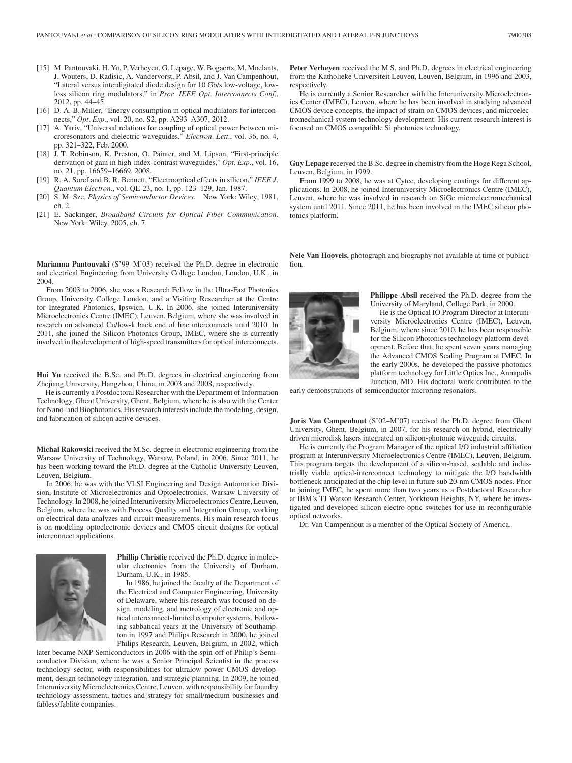[15] M. Pantouvaki, H. Yu, P. Verheyen, G. Lepage, W. Bogaerts, M. Moelants, J. Wouters, D. Radisic, A. Vandervorst, P. Absil, and J. Van Campenhout, "Lateral versus interdigitated diode design for 10 Gb/s low-voltage, low-loss silicon ring modulators," in *Proc. IEEE Opt. Interconnects Conf.*, 2012, pp. 44–45.

[16] D. A. B. Miller, "Energy consumption in optical modulators for interconnects," *Opt. Exp.*, vol. 20, no. S2, pp. A293–A307, 2012.

[17] A. Yariv, "Universal relations for coupling of optical power between microresonators and dielectric waveguides," *Electron. Lett.*, vol. 36, no. 4, pp. 321–322, Feb. 2000.

[18] J. T. Robinson, K. Preston, O. Painter, and M. Lipson, "First-principle derivation of gain in high-index-contrast waveguides," *Opt. Exp.*, vol. 16, no. 21, pp. 16659–16669, 2008.

[19] R. A. Soref and B. R. Bennett, "Electrooptical effects in silicon," *IEEE J. Quantum Electron.*, vol. QE-23, no. 1, pp. 123–129, Jan. 1987.

[20] S. M. Sze, *Physics of Semiconductor Devices*. New York: Wiley, 1981, ch. 2.

[21] E. Sackinger, *Broadband Circuits for Optical Fiber Communication*. New York: Wiley, 2005, ch. 7.

**Marianna Pantouvaki** (S'99–M'03) received the Ph.D. degree in electronic and electrical Engineering from University College London, London, U.K., in 2004.

From 2003 to 2006, she was a Research Fellow in the Ultra-Fast Photonics Group, University College London, and a Visiting Researcher at the Centre for Integrated Photonics, Ipswich, U.K. In 2006, she joined Interuniversity Microelectronics Centre (IMEC), Leuven, Belgium, where she was involved in research on advanced Cu/low-k back end of line interconnects until 2010. In 2011, she joined the Silicon Photonics Group, IMEC, where she is currently involved in the development of high-speed transmitters for optical interconnects.

**Hui Yu** received the B.Sc. and Ph.D. degrees in electrical engineering from Zhejiang University, Hangzhou, China, in 2003 and 2008, respectively.

He is currently a Postdoctoral Researcher with the Department of Information Technology, Ghent University, Ghent, Belgium, where he is also with the Center for Nano- and Biophotonics. His research interests include the modeling, design, and fabrication of silicon active devices.

**Michal Rakowski** received the M.Sc. degree in electronic engineering from the Warsaw University of Technology, Warsaw, Poland, in 2006. Since 2011, he has been working toward the Ph.D. degree at the Catholic University Leuven, Leuven, Belgium.

In 2006, he was with the VLSI Engineering and Design Automation Division, Institute of Microelectronics and Optoelectronics, Warsaw University of Technology. In 2008, he joined Interuniversity Microelectronics Centre, Leuven, Belgium, where he was with Process Quality and Integration Group, working on electrical data analyzes and circuit measurements. His main research focus is on modeling optoelectronic devices and CMOS circuit designs for optical interconnect applications.

**Phillip Christie** received the Ph.D. degree in molecular electronics from the University of Durham, Durham, U.K., in 1985.

In 1986, he joined the faculty of the Department of the Electrical and Computer Engineering, University of Delaware, where his research was focused on design, modeling, and metrology of electronic and optical interconnect-limited computer systems. Following sabbatical years at the University of Southampton in 1997 and Philips Research in 2000, he joined Philips Research, Leuven, Belgium, in 2002, which later became NXP Semiconductors in 2006 with the spin-off of Philip's Semiconductor Division, where he was a Senior Principal Scientist in the process technology sector, with responsibilities for ultralow power CMOS development, design-technology integration, and strategic planning. In 2009, he joined Interuniversity Microelectronics Centre, Leuven, with responsibility for foundry technology assessment, tactics and strategy for small/medium businesses and fabless/fablite companies.

**Peter Verheyen** received the M.S. and Ph.D. degrees in electrical engineering from the Katholieke Universiteit Leuven, Leuven, Belgium, in 1996 and 2003, respectively.

He is currently a Senior Researcher with the Interuniversity Microelectronics Center (IMEC), Leuven, where he has been involved in studying advanced CMOS device concepts, the impact of strain on CMOS devices, and microelectromechanical system technology development. His current research interest is focused on CMOS compatible Si photonics technology.

**Guy Lepage** received the B.Sc. degree in chemistry from the Hoge Rega School, Leuven, Belgium, in 1999.

From 1999 to 2008, he was at Cytec, developing coatings for different applications. In 2008, he joined Interuniversity Microelectronics Centre (IMEC), Leuven, where he was involved in research on SiGe microelectromechanical system until 2011. Since 2011, he has been involved in the IMEC silicon photonics platform.

**Nele Van Hoovels,** photograph and biography not available at time of publication.

**Philippe Absil** received the Ph.D. degree from the University of Maryland, College Park, in 2000.

He is the Optical IO Program Director at Interuniversity Microelectronics Centre (IMEC), Leuven, Belgium, where since 2010, he has been responsible for the Silicon Photonics technology platform development. Before that, he spent seven years managing the Advanced CMOS Scaling Program at IMEC. In the early 2000s, he developed the passive photonics platform technology for Little Optics Inc., Annapolis Junction, MD. His doctoral work contributed to the early demonstrations of semiconductor microring resonators.

**Joris Van Campenhout** (S'02–M'07) received the Ph.D. degree from Ghent University, Ghent, Belgium, in 2007, for his research on hybrid, electrically driven microdisk lasers integrated on silicon-photonic waveguide circuits.

He is currently the Program Manager of the optical I/O industrial affiliation program at Interuniversity Microelectronics Centre (IMEC), Leuven, Belgium. This program targets the development of a silicon-based, scalable and industrially viable optical-interconnect technology to mitigate the I/O bandwidth bottleneck anticipated at the chip level in future sub 20-nm CMOS nodes. Prior to joining IMEC, he spent more than two years as a Postdoctoral Researcher at IBM's TJ Watson Research Center, Yorktown Heights, NY, where he investigated and developed silicon electro-optic switches for use in reconfigurable optical networks.

Dr. Van Campenhout is a member of the Optical Society of America.